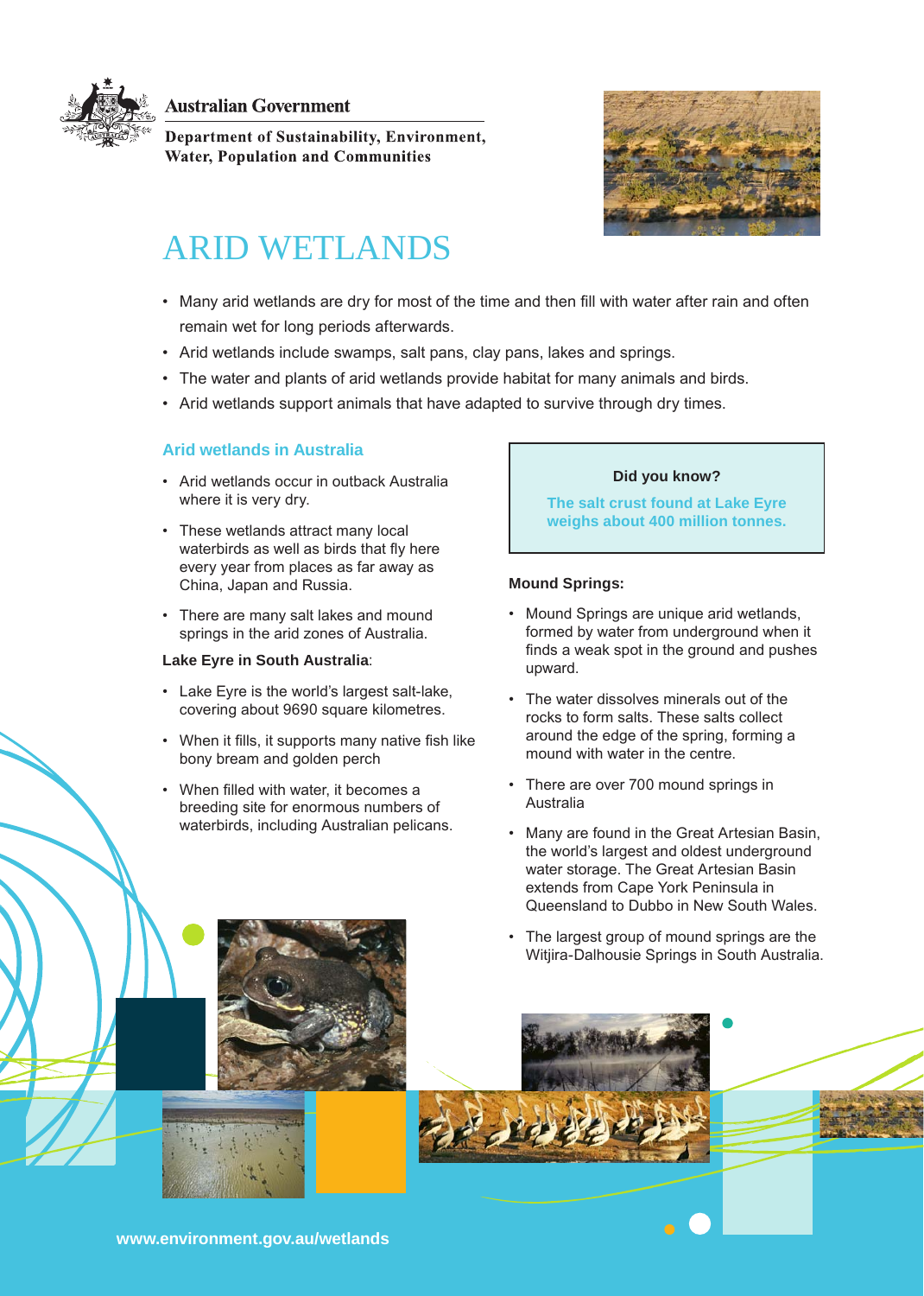Australian Government

Department of Sustainability, Environment, Water, Population and Communities

# ARID WETLANDS

- Many arid wetlands are dry for most of the time and then fill with water after rain and often remain wet for long periods afterwards.
- Arid wetlands include swamps, salt pans, clay pans, lakes and springs.
- The water and plants of arid wetlands provide habitat for many animals and birds.
- Arid wetlands support animals that have adapted to survive through dry times.

## Arid wetlands in Australia

- Arid wetlands occur in outback Australia where it is very dry.
- These wetlands attract many local waterbirds as well as birds that fly here every year from places as far away as China, Japan and Russia.
- There are many salt lakes and mound springs in the arid zones of Australia.

**Lake Eyre in South Australia**:

- Lake Eyre is the world's largest salt-lake, covering about 9690 square kilometres.
- When it fills, it supports many native fish like bony bream and golden perch
- When filled with water, it becomes a breeding site for enormous numbers of waterbirds, including Australian pelicans.

**Did you know?**

**The salt crust found at Lake Eyre weighs about 400 million tonnes.**

**Mound Springs:**

- Mound Springs are unique arid wetlands, formed by water from underground when it finds a weak spot in the ground and pushes upward.
- The water dissolves minerals out of the rocks to form salts. These salts collect around the edge of the spring, forming a mound with water in the centre.
- There are over 700 mound springs in Australia
- Many are found in the Great Artesian Basin, the world's largest and oldest underground water storage. The Great Artesian Basin extends from Cape York Peninsula in Queensland to Dubbo in New South Wales.
- The largest group of mound springs are the Witjira-Dalhousie Springs in South Australia.

www.environment.gov.au/wetlands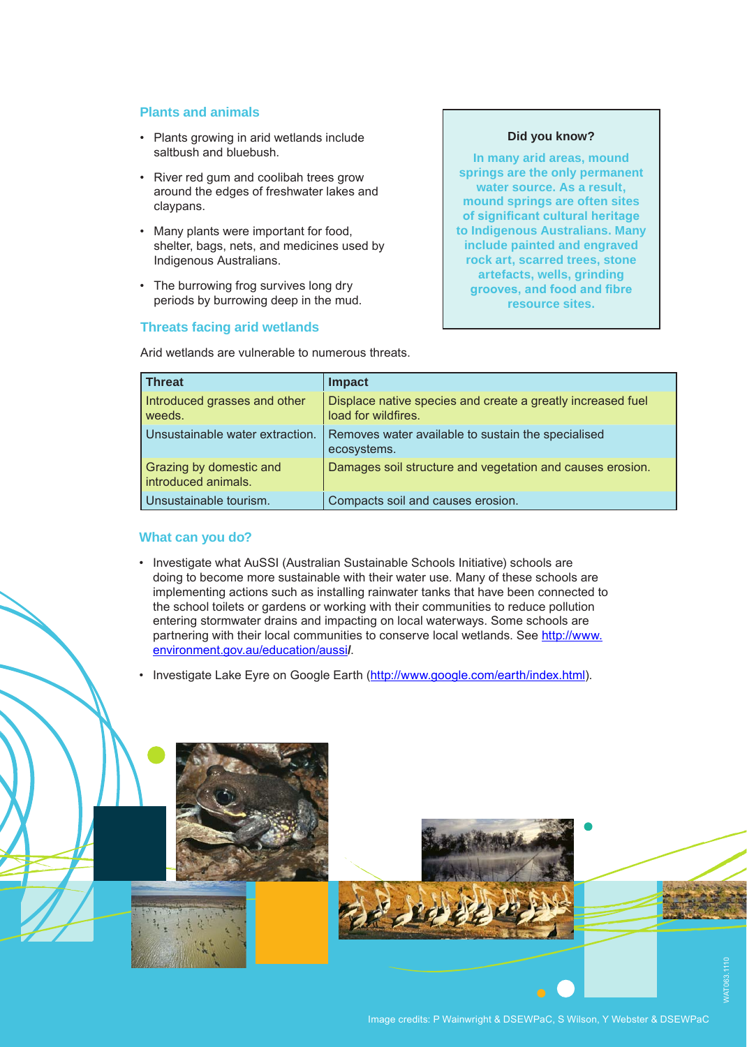## Plants and animals

- Plants growing in arid wetlands include saltbush and bluebush.
- River red gum and coolibah trees grow around the edges of freshwater lakes and claypans.
- Many plants were important for food, shelter, bags, nets, and medicines used by Indigenous Australians.
- The burrowing frog survives long dry periods by burrowing deep in the mud.

**Did you know?**

**In many arid areas, mound springs are the only permanent water source. As a result, mound springs are often sites of significant cultural heritage to Indigenous Australians. Many include painted and engraved rock art, scarred trees, stone artefacts, wells, grinding grooves, and food and fibre resource sites.**

## Threats facing arid wetlands

Arid wetlands are vulnerable to numerous threats.

| Threat | Impact |
|---|---|
| Introduced grasses and other weeds. | Displace native species and create a greatly increased fuel load for wildfires. |
| Unsustainable water extraction. | Removes water available to sustain the specialised ecosystems. |
| Grazing by domestic and introduced animals. | Damages soil structure and vegetation and causes erosion. |
| Unsustainable tourism. | Compacts soil and causes erosion. |

## What can you do?

- Investigate what AuSSI (Australian Sustainable Schools Initiative) schools are doing to become more sustainable with their water use. Many of these schools are implementing actions such as installing rainwater tanks that have been connected to the school toilets or gardens or working with their communities to reduce pollution entering stormwater drains and impacting on local waterways. Some schools are partnering with their local communities to conserve local wetlands. See http://www.environment.gov.au/education/aussi/.
- Investigate Lake Eyre on Google Earth (http://www.google.com/earth/index.html).

Image credits: P Wainwright & DSEWPaC, S Wilson, Y Webster & DSEWPaC

WAT063.1110